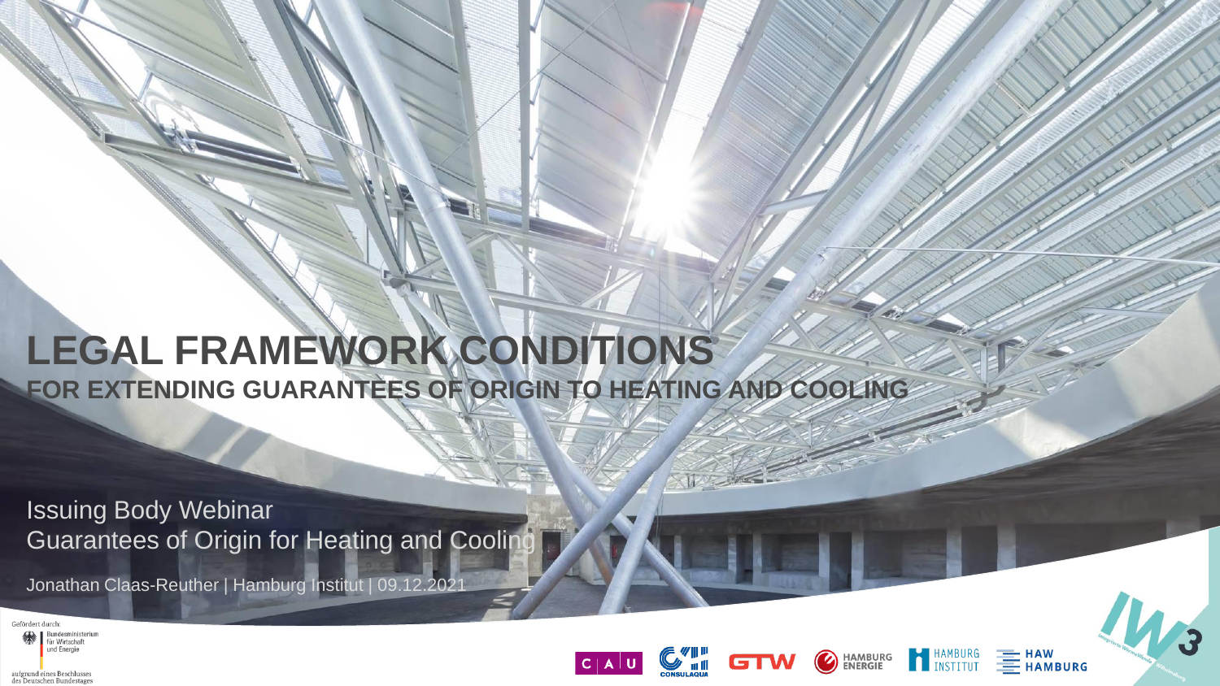# LEGAL FRAMEWORK CONDITIONS

## FOR EXTENDING GUARANTEES OF ORIGIN TO HEATING AND COOLING

Issuing Body Webinar
Guarantees of Origin for Heating and Cooling

Jonathan Claas-Reuther | Hamburg Institut | 09.12.2021

Gefördert durch:
Bundesministerium für Wirtschaft und Energie
aufgrund eines Beschlusses des Deutschen Bundestages

C | A | U
CONSULAQUA
GTW
HAMBURG ENERGIE
HAMBURG INSTITUT
HAW HAMBURG
IW3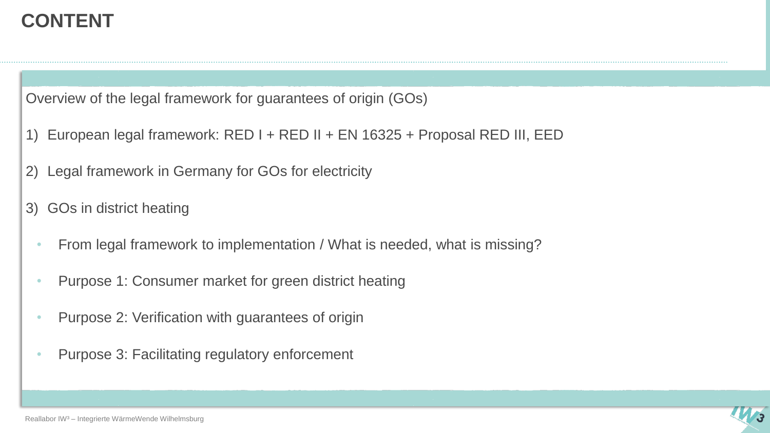# CONTENT

Overview of the legal framework for guarantees of origin (GOs)

1) European legal framework: RED I + RED II + EN 16325 + Proposal RED III, EED
2) Legal framework in Germany for GOs for electricity
3) GOs in district heating
   - From legal framework to implementation / What is needed, what is missing?
   - Purpose 1: Consumer market for green district heating
   - Purpose 2: Verification with guarantees of origin
   - Purpose 3: Facilitating regulatory enforcement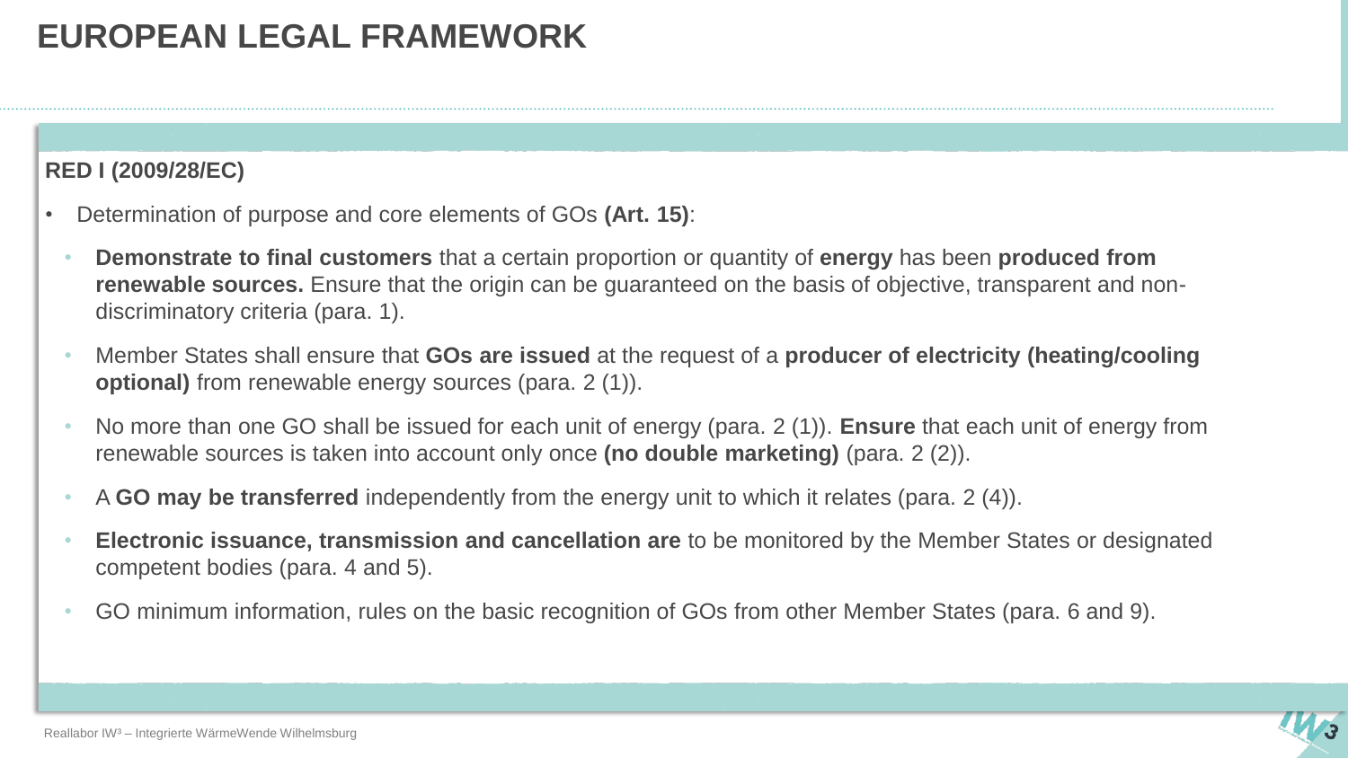# EUROPEAN LEGAL FRAMEWORK

**RED I (2009/28/EC)**

- Determination of purpose and core elements of GOs **(Art. 15)**:
  - **Demonstrate to final customers** that a certain proportion or quantity of **energy** has been **produced from renewable sources.** Ensure that the origin can be guaranteed on the basis of objective, transparent and non-discriminatory criteria (para. 1).
  - Member States shall ensure that **GOs are issued** at the request of a **producer of electricity (heating/cooling optional)** from renewable energy sources (para. 2 (1)).
  - No more than one GO shall be issued for each unit of energy (para. 2 (1)). **Ensure** that each unit of energy from renewable sources is taken into account only once **(no double marketing)** (para. 2 (2)).
  - A **GO may be transferred** independently from the energy unit to which it relates (para. 2 (4)).
  - **Electronic issuance, transmission and cancellation are** to be monitored by the Member States or designated competent bodies (para. 4 and 5).
  - GO minimum information, rules on the basic recognition of GOs from other Member States (para. 6 and 9).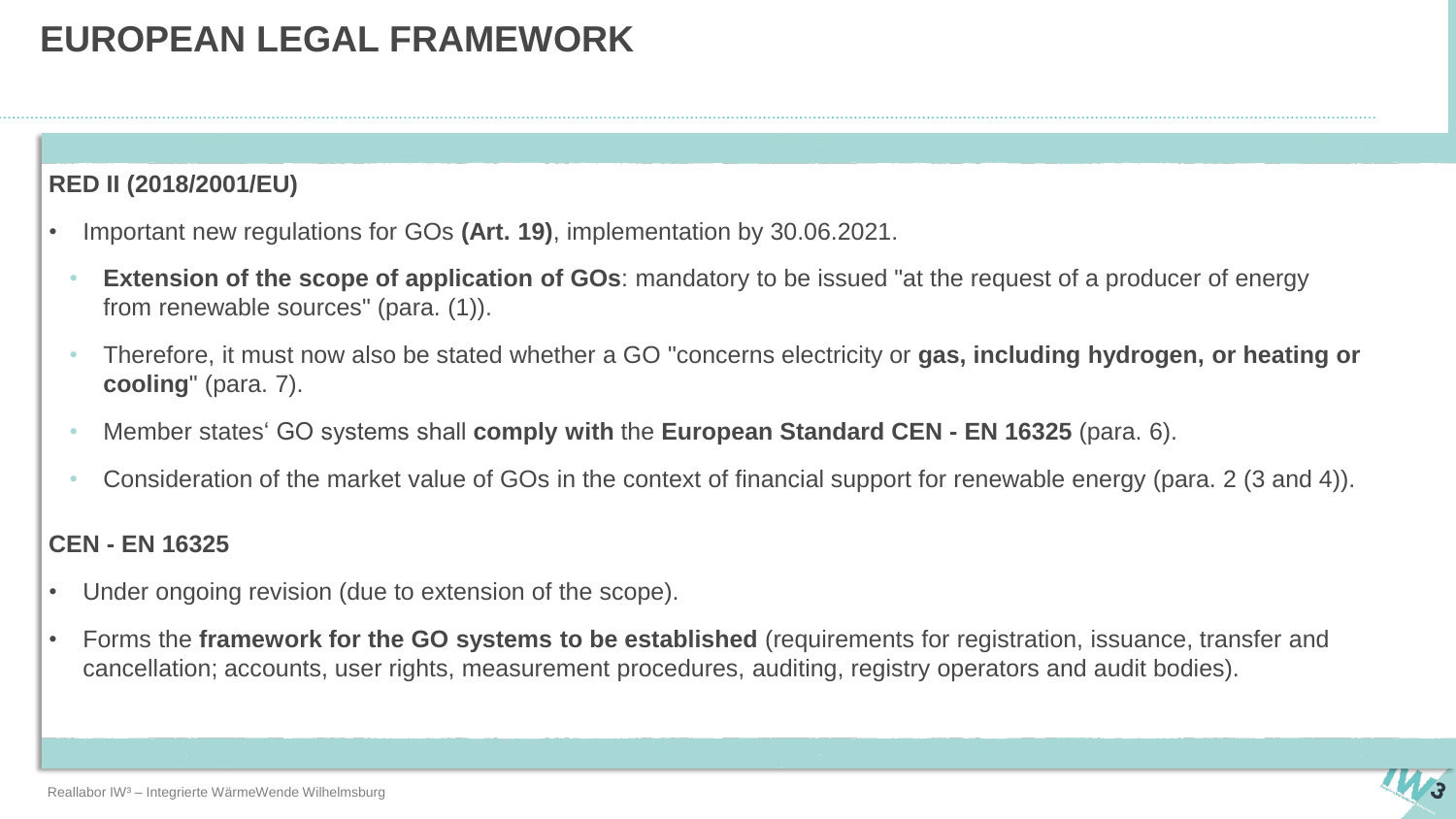# EUROPEAN LEGAL FRAMEWORK

**RED II (2018/2001/EU)**

- Important new regulations for GOs **(Art. 19)**, implementation by 30.06.2021.
  - **Extension of the scope of application of GOs**: mandatory to be issued "at the request of a producer of energy from renewable sources" (para. (1)).
  - Therefore, it must now also be stated whether a GO "concerns electricity or **gas, including hydrogen, or heating or cooling**" (para. 7).
  - Member states' GO systems shall **comply with** the **European Standard CEN - EN 16325** (para. 6).
  - Consideration of the market value of GOs in the context of financial support for renewable energy (para. 2 (3 and 4)).

**CEN - EN 16325**

- Under ongoing revision (due to extension of the scope).
- Forms the **framework for the GO systems to be established** (requirements for registration, issuance, transfer and cancellation; accounts, user rights, measurement procedures, auditing, registry operators and audit bodies).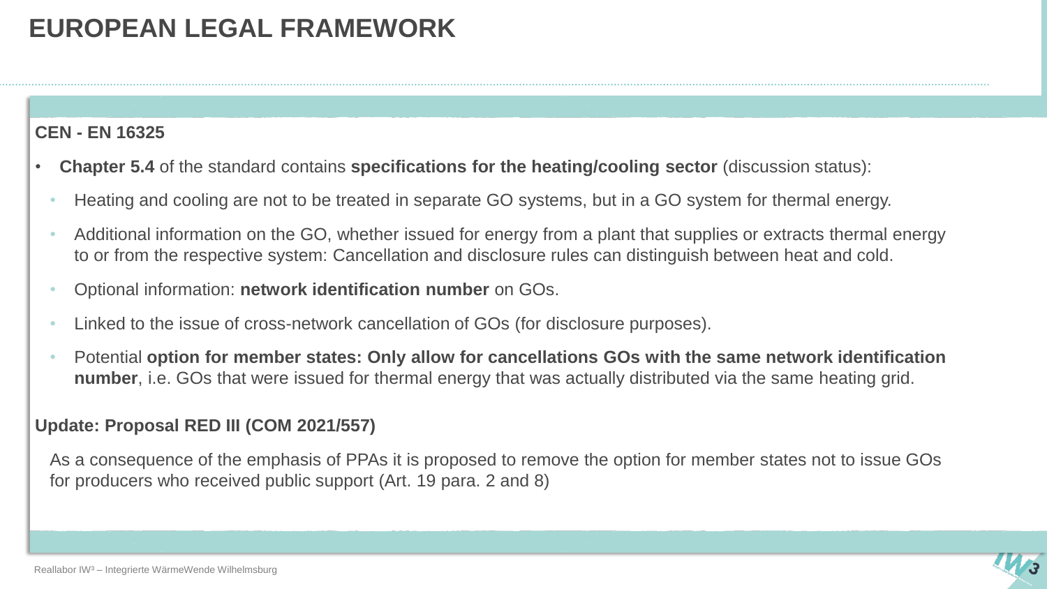# EUROPEAN LEGAL FRAMEWORK

**CEN - EN 16325**

- **Chapter 5.4** of the standard contains **specifications for the heating/cooling sector** (discussion status):
  - Heating and cooling are not to be treated in separate GO systems, but in a GO system for thermal energy.
  - Additional information on the GO, whether issued for energy from a plant that supplies or extracts thermal energy to or from the respective system: Cancellation and disclosure rules can distinguish between heat and cold.
  - Optional information: **network identification number** on GOs.
  - Linked to the issue of cross-network cancellation of GOs (for disclosure purposes).
  - Potential **option for member states: Only allow for cancellations GOs with the same network identification number**, i.e. GOs that were issued for thermal energy that was actually distributed via the same heating grid.

**Update: Proposal RED III (COM 2021/557)**

As a consequence of the emphasis of PPAs it is proposed to remove the option for member states not to issue GOs for producers who received public support (Art. 19 para. 2 and 8)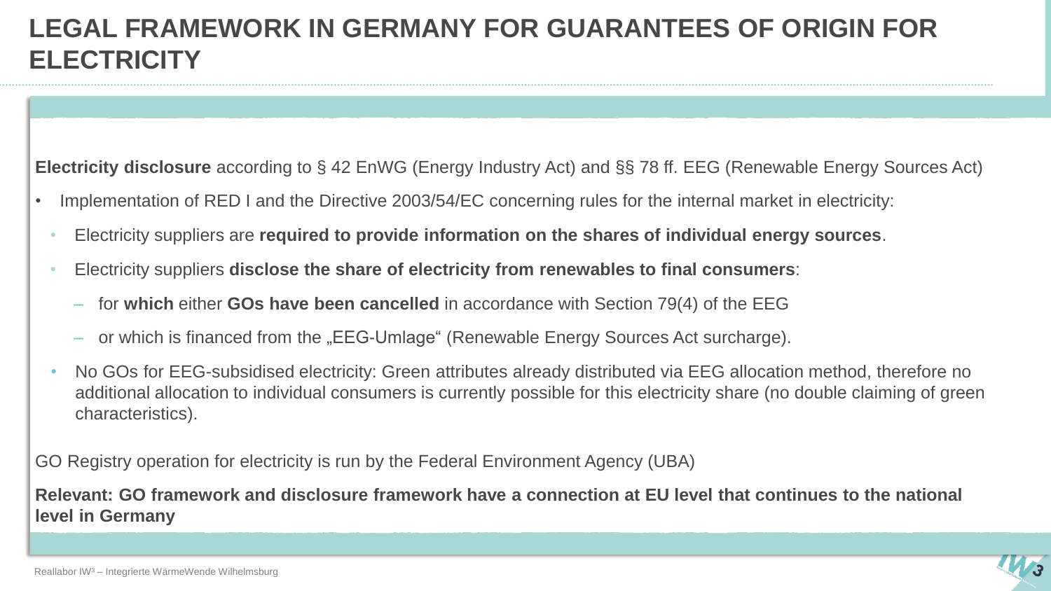# LEGAL FRAMEWORK IN GERMANY FOR GUARANTEES OF ORIGIN FOR ELECTRICITY

**Electricity disclosure** according to § 42 EnWG (Energy Industry Act) and §§ 78 ff. EEG (Renewable Energy Sources Act)

- Implementation of RED I and the Directive 2003/54/EC concerning rules for the internal market in electricity:
  - Electricity suppliers are **required to provide information on the shares of individual energy sources**.
  - Electricity suppliers **disclose the share of electricity from renewables to final consumers**:
    - for **which** either **GOs have been cancelled** in accordance with Section 79(4) of the EEG
    - or which is financed from the „EEG-Umlage" (Renewable Energy Sources Act surcharge).
  - No GOs for EEG-subsidised electricity: Green attributes already distributed via EEG allocation method, therefore no additional allocation to individual consumers is currently possible for this electricity share (no double claiming of green characteristics).

GO Registry operation for electricity is run by the Federal Environment Agency (UBA)

**Relevant: GO framework and disclosure framework have a connection at EU level that continues to the national level in Germany**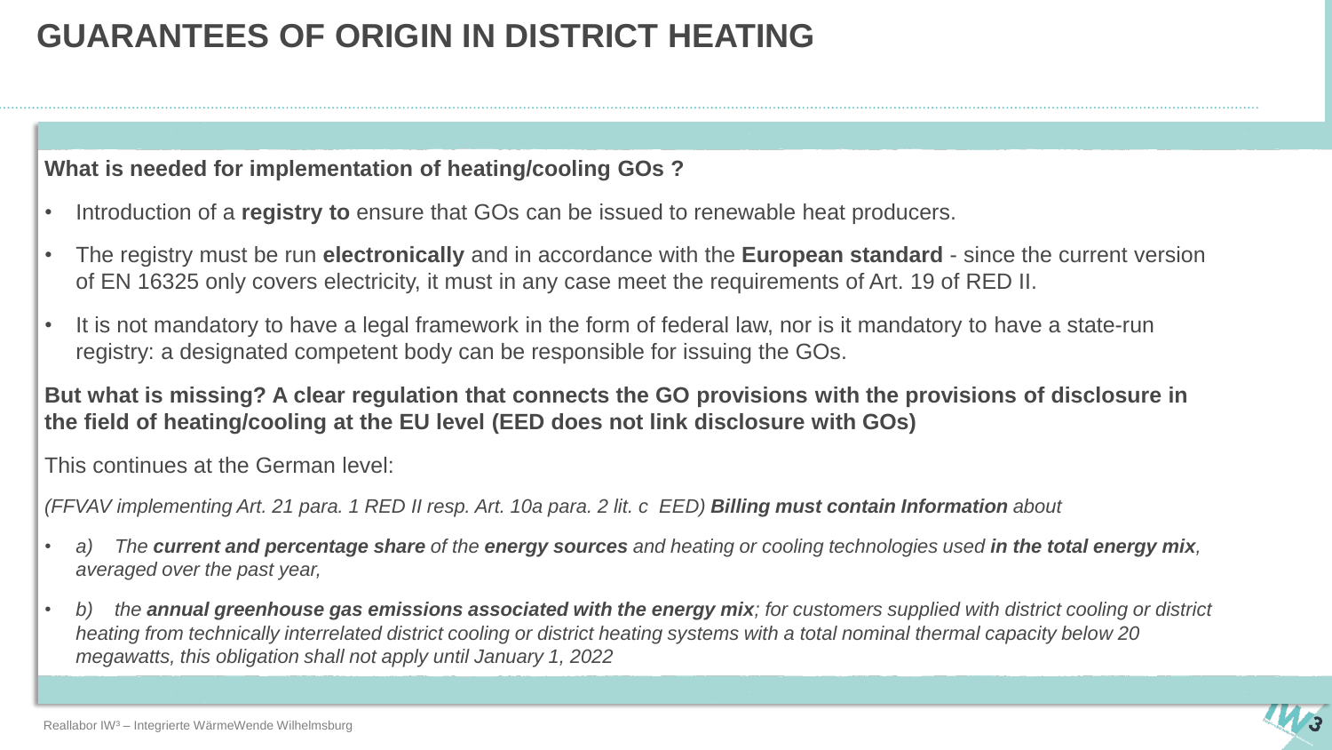# GUARANTEES OF ORIGIN IN DISTRICT HEATING

**What is needed for implementation of heating/cooling GOs ?**

- Introduction of a **registry to** ensure that GOs can be issued to renewable heat producers.
- The registry must be run **electronically** and in accordance with the **European standard** - since the current version of EN 16325 only covers electricity, it must in any case meet the requirements of Art. 19 of RED II.
- It is not mandatory to have a legal framework in the form of federal law, nor is it mandatory to have a state-run registry: a designated competent body can be responsible for issuing the GOs.

**But what is missing? A clear regulation that connects the GO provisions with the provisions of disclosure in the field of heating/cooling at the EU level (EED does not link disclosure with GOs)**

This continues at the German level:

*(FFVAV implementing Art. 21 para. 1 RED II resp. Art. 10a para. 2 lit. c EED)* ***Billing must contain Information*** *about*

- *a) The* ***current and percentage share*** *of the* ***energy sources*** *and heating or cooling technologies used* ***in the total energy mix****, averaged over the past year,*
- *b) the* ***annual greenhouse gas emissions associated with the energy mix****; for customers supplied with district cooling or district heating from technically interrelated district cooling or district heating systems with a total nominal thermal capacity below 20 megawatts, this obligation shall not apply until January 1, 2022*

Reallabor IW³ – Integrierte WärmeWende Wilhelmsburg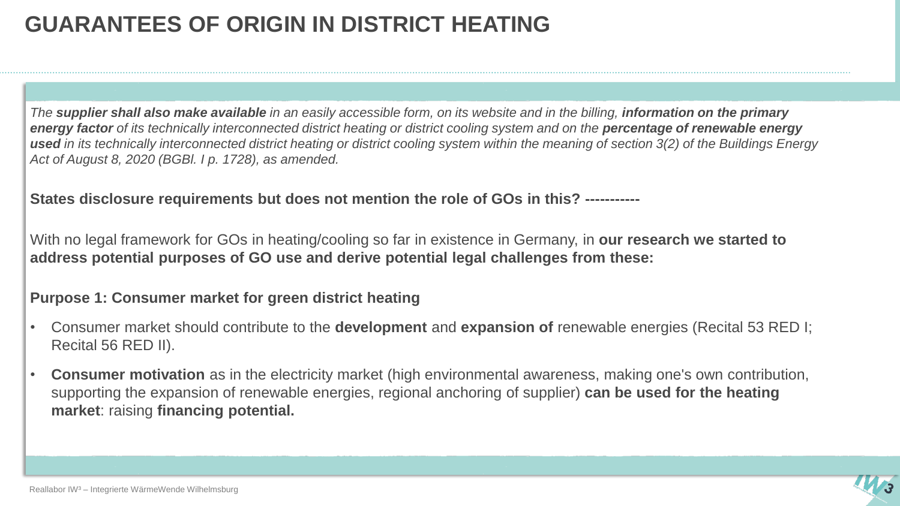# GUARANTEES OF ORIGIN IN DISTRICT HEATING

*The **supplier shall also make available** in an easily accessible form, on its website and in the billing, **information on the primary energy factor** of its technically interconnected district heating or district cooling system and on the **percentage of renewable energy used** in its technically interconnected district heating or district cooling system within the meaning of section 3(2) of the Buildings Energy Act of August 8, 2020 (BGBl. I p. 1728), as amended.*

**States disclosure requirements but does not mention the role of GOs in this? -----------**

With no legal framework for GOs in heating/cooling so far in existence in Germany, in **our research we started to address potential purposes of GO use and derive potential legal challenges from these:**

**Purpose 1: Consumer market for green district heating**

- Consumer market should contribute to the **development** and **expansion of** renewable energies (Recital 53 RED I; Recital 56 RED II).
- **Consumer motivation** as in the electricity market (high environmental awareness, making one's own contribution, supporting the expansion of renewable energies, regional anchoring of supplier) **can be used for the heating market**: raising **financing potential.**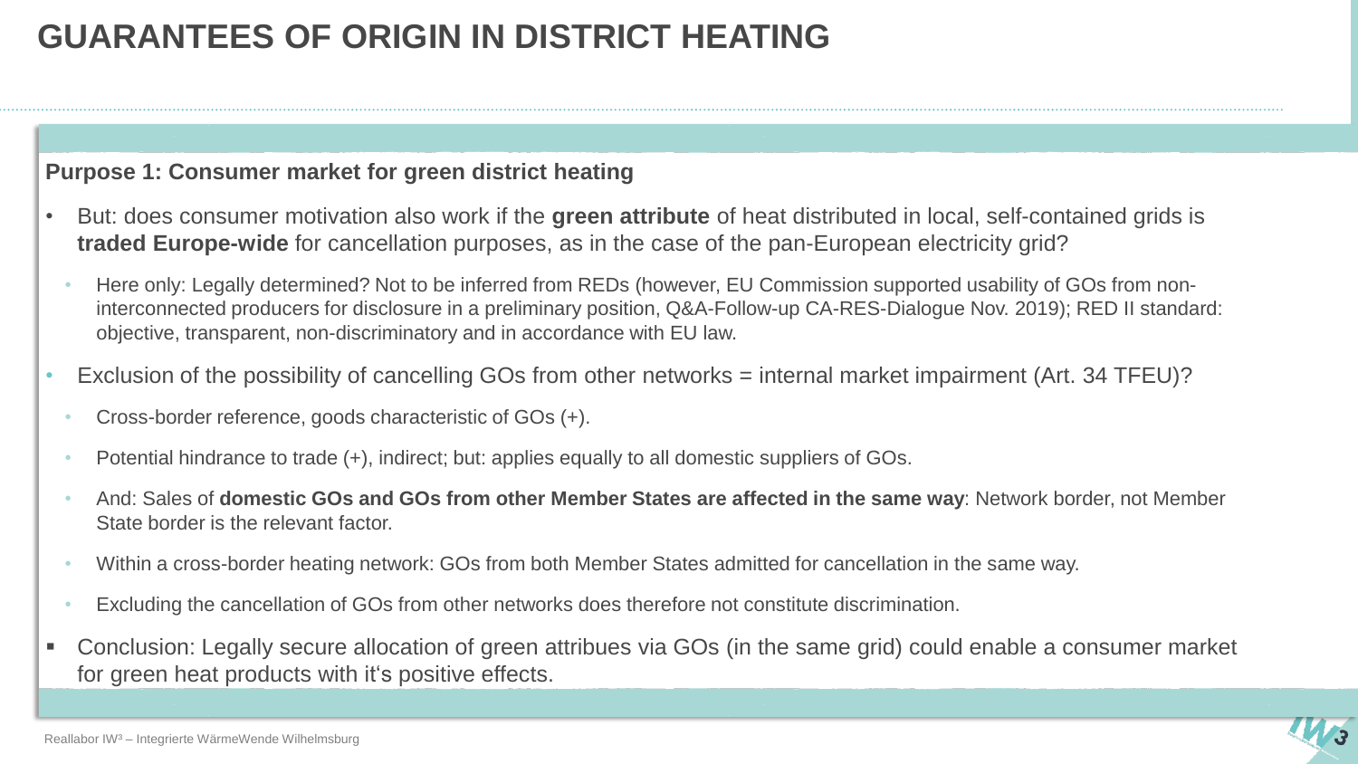# GUARANTEES OF ORIGIN IN DISTRICT HEATING

**Purpose 1: Consumer market for green district heating**

- But: does consumer motivation also work if the **green attribute** of heat distributed in local, self-contained grids is **traded Europe-wide** for cancellation purposes, as in the case of the pan-European electricity grid?
  - Here only: Legally determined? Not to be inferred from REDs (however, EU Commission supported usability of GOs from non-interconnected producers for disclosure in a preliminary position, Q&A-Follow-up CA-RES-Dialogue Nov. 2019); RED II standard: objective, transparent, non-discriminatory and in accordance with EU law.
- Exclusion of the possibility of cancelling GOs from other networks = internal market impairment (Art. 34 TFEU)?
  - Cross-border reference, goods characteristic of GOs (+).
  - Potential hindrance to trade (+), indirect; but: applies equally to all domestic suppliers of GOs.
  - And: Sales of **domestic GOs and GOs from other Member States are affected in the same way**: Network border, not Member State border is the relevant factor.
  - Within a cross-border heating network: GOs from both Member States admitted for cancellation in the same way.
  - Excluding the cancellation of GOs from other networks does therefore not constitute discrimination.
- Conclusion: Legally secure allocation of green attribues via GOs (in the same grid) could enable a consumer market for green heat products with it's positive effects.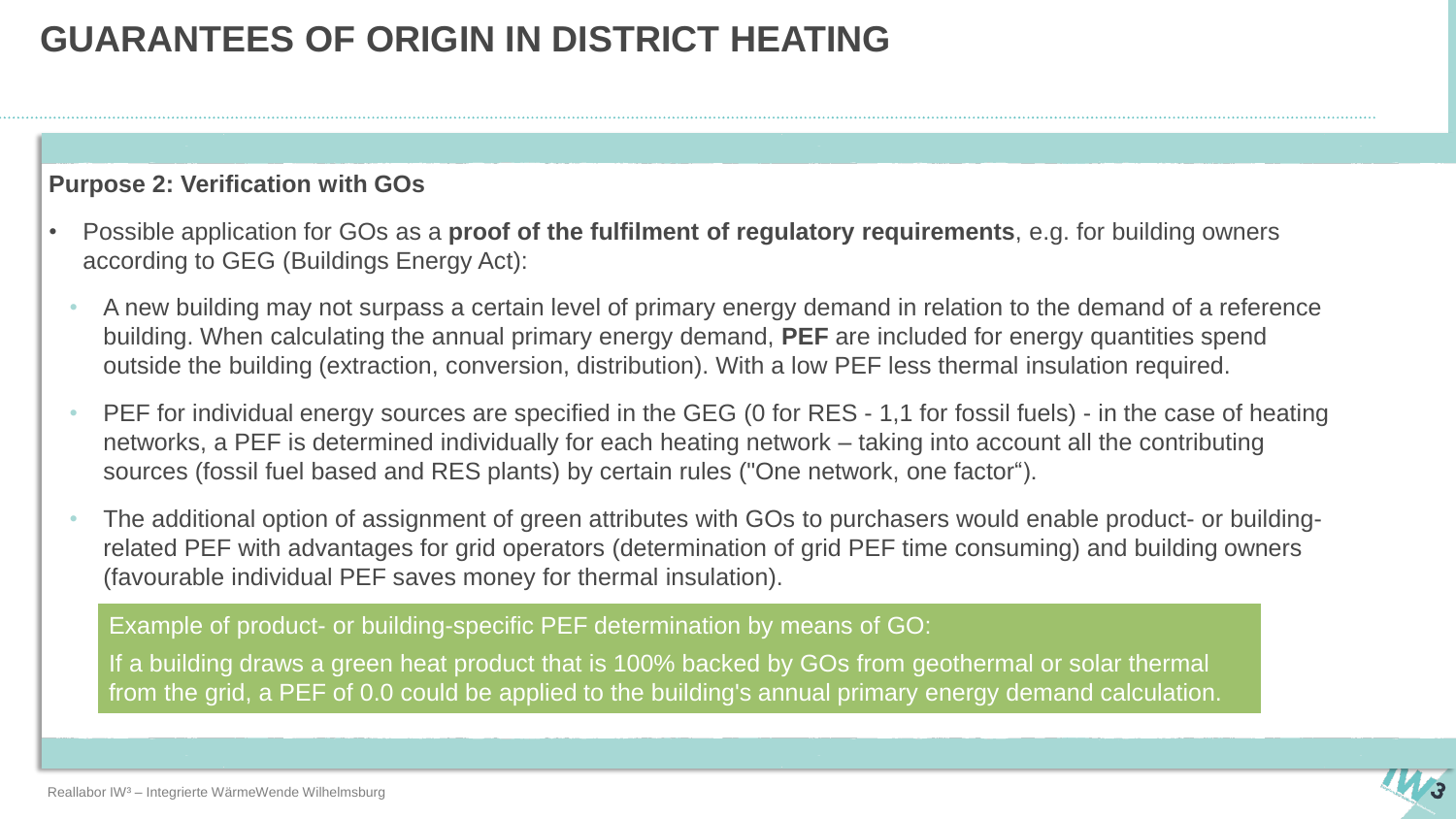# GUARANTEES OF ORIGIN IN DISTRICT HEATING

**Purpose 2: Verification with GOs**

- Possible application for GOs as a **proof of the fulfilment of regulatory requirements**, e.g. for building owners according to GEG (Buildings Energy Act):
  - A new building may not surpass a certain level of primary energy demand in relation to the demand of a reference building. When calculating the annual primary energy demand, **PEF** are included for energy quantities spend outside the building (extraction, conversion, distribution). With a low PEF less thermal insulation required.
  - PEF for individual energy sources are specified in the GEG (0 for RES - 1,1 for fossil fuels) - in the case of heating networks, a PEF is determined individually for each heating network – taking into account all the contributing sources (fossil fuel based and RES plants) by certain rules ("One network, one factor").
  - The additional option of assignment of green attributes with GOs to purchasers would enable product- or building-related PEF with advantages for grid operators (determination of grid PEF time consuming) and building owners (favourable individual PEF saves money for thermal insulation).

Example of product- or building-specific PEF determination by means of GO:

If a building draws a green heat product that is 100% backed by GOs from geothermal or solar thermal from the grid, a PEF of 0.0 could be applied to the building's annual primary energy demand calculation.

Reallabor IW³ – Integrierte WärmeWende Wilhelmsburg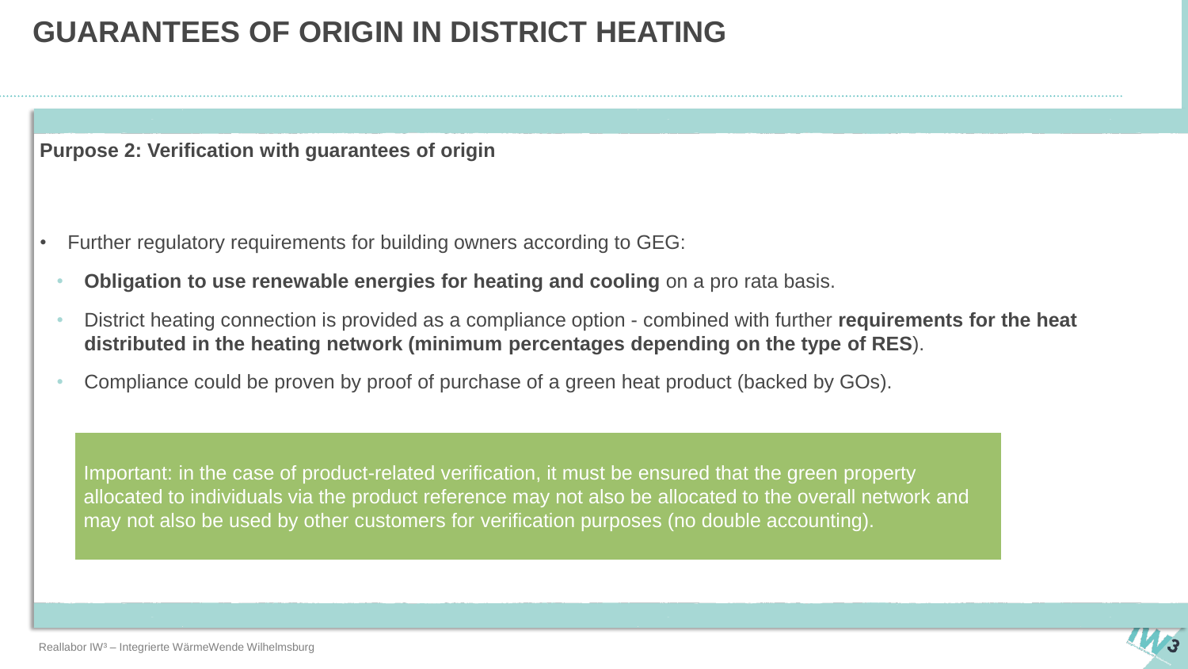# GUARANTEES OF ORIGIN IN DISTRICT HEATING

**Purpose 2: Verification with guarantees of origin**

- Further regulatory requirements for building owners according to GEG:
  - **Obligation to use renewable energies for heating and cooling** on a pro rata basis.
  - District heating connection is provided as a compliance option - combined with further **requirements for the heat distributed in the heating network (minimum percentages depending on the type of RES**).
  - Compliance could be proven by proof of purchase of a green heat product (backed by GOs).

Important: in the case of product-related verification, it must be ensured that the green property allocated to individuals via the product reference may not also be allocated to the overall network and may not also be used by other customers for verification purposes (no double accounting).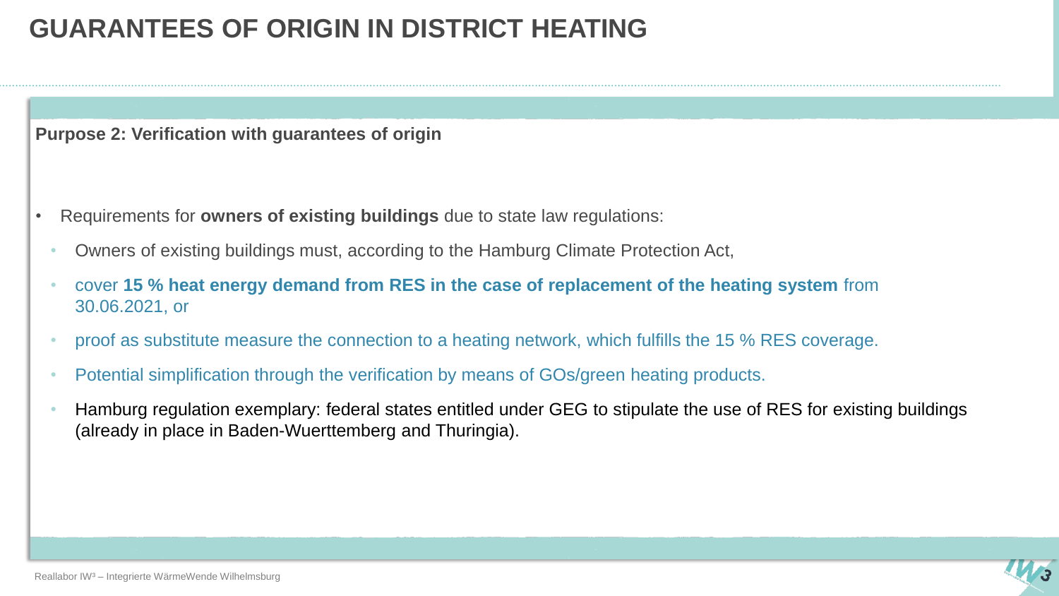# GUARANTEES OF ORIGIN IN DISTRICT HEATING

**Purpose 2: Verification with guarantees of origin**

- Requirements for **owners of existing buildings** due to state law regulations:
  - Owners of existing buildings must, according to the Hamburg Climate Protection Act,
  - cover **15 % heat energy demand from RES in the case of replacement of the heating system** from 30.06.2021, or
  - proof as substitute measure the connection to a heating network, which fulfills the 15 % RES coverage.
  - Potential simplification through the verification by means of GOs/green heating products.
  - Hamburg regulation exemplary: federal states entitled under GEG to stipulate the use of RES for existing buildings (already in place in Baden-Wuerttemberg and Thuringia).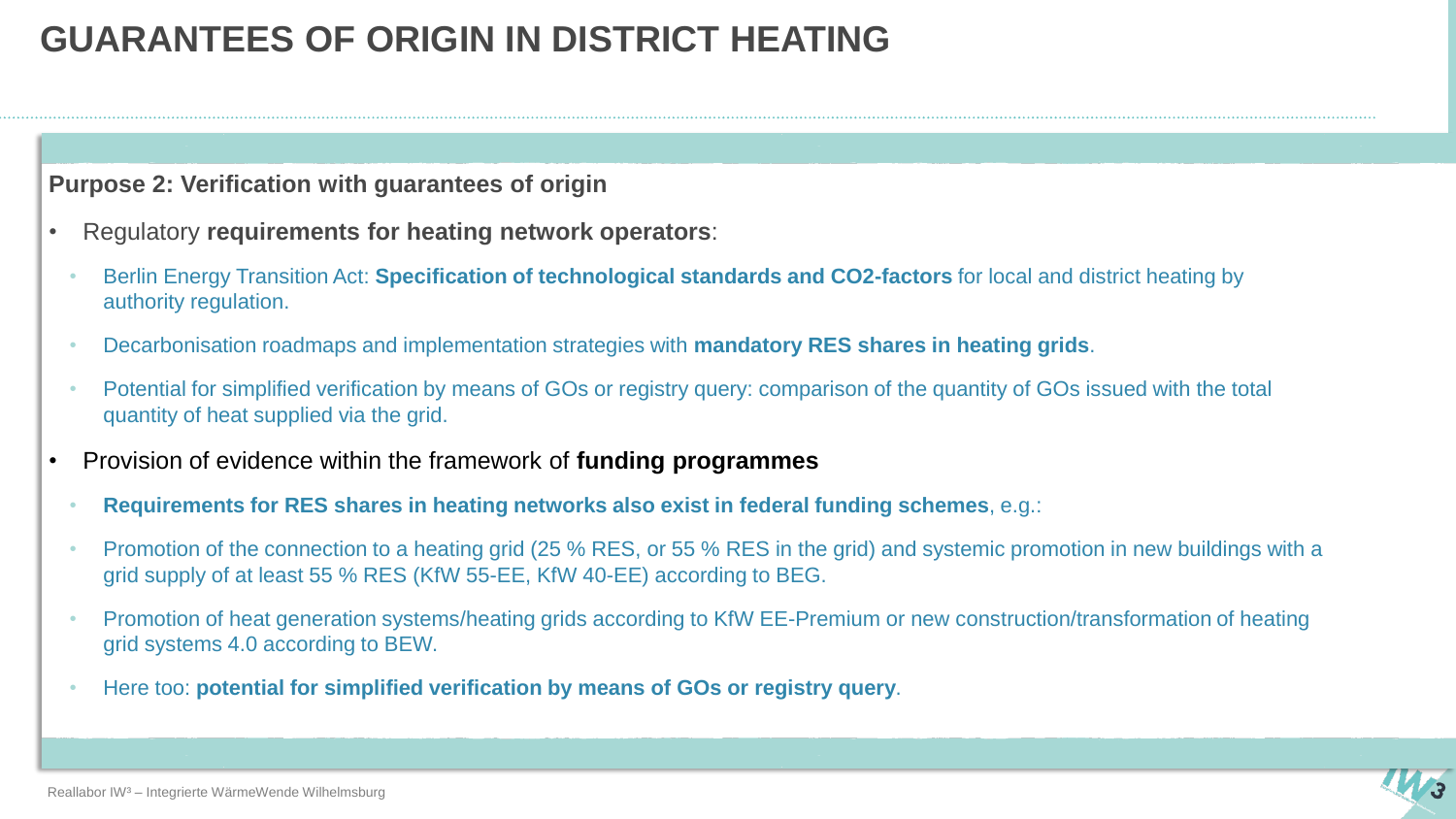# GUARANTEES OF ORIGIN IN DISTRICT HEATING

**Purpose 2: Verification with guarantees of origin**

- Regulatory **requirements for heating network operators**:
  - Berlin Energy Transition Act: **Specification of technological standards and CO2-factors** for local and district heating by authority regulation.
  - Decarbonisation roadmaps and implementation strategies with **mandatory RES shares in heating grids**.
  - Potential for simplified verification by means of GOs or registry query: comparison of the quantity of GOs issued with the total quantity of heat supplied via the grid.
- Provision of evidence within the framework of **funding programmes**
  - **Requirements for RES shares in heating networks also exist in federal funding schemes**, e.g.:
  - Promotion of the connection to a heating grid (25 % RES, or 55 % RES in the grid) and systemic promotion in new buildings with a grid supply of at least 55 % RES (KfW 55-EE, KfW 40-EE) according to BEG.
  - Promotion of heat generation systems/heating grids according to KfW EE-Premium or new construction/transformation of heating grid systems 4.0 according to BEW.
  - Here too: **potential for simplified verification by means of GOs or registry query**.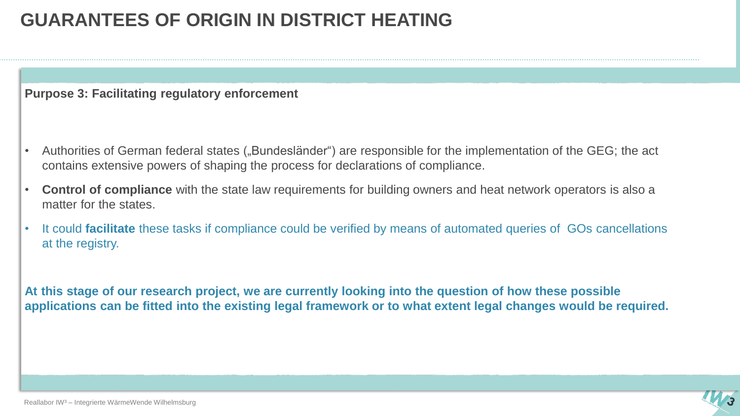# GUARANTEES OF ORIGIN IN DISTRICT HEATING

**Purpose 3: Facilitating regulatory enforcement**

- Authorities of German federal states („Bundesländer“) are responsible for the implementation of the GEG; the act contains extensive powers of shaping the process for declarations of compliance.
- **Control of compliance** with the state law requirements for building owners and heat network operators is also a matter for the states.
- It could **facilitate** these tasks if compliance could be verified by means of automated queries of GOs cancellations at the registry.

**At this stage of our research project, we are currently looking into the question of how these possible applications can be fitted into the existing legal framework or to what extent legal changes would be required.**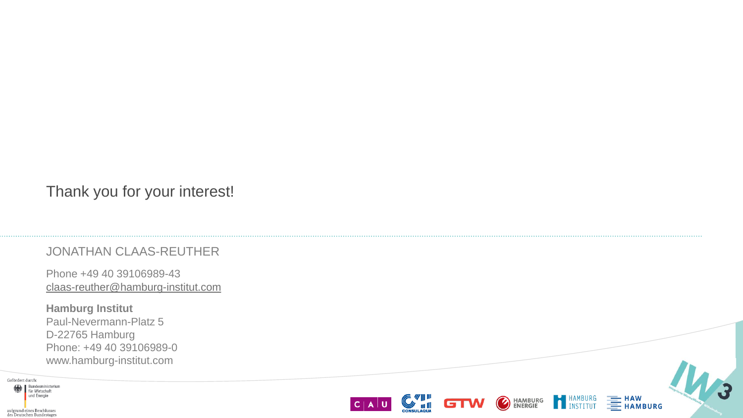Thank you for your interest!

JONATHAN CLAAS-REUTHER

Phone +49 40 39106989-43
claas-reuther@hamburg-institut.com

**Hamburg Institut**
Paul-Nevermann-Platz 5
D-22765 Hamburg
Phone: +49 40 39106989-0
www.hamburg-institut.com

Gefördert durch:
Bundesministerium für Wirtschaft und Energie
aufgrund eines Beschlusses des Deutschen Bundestages